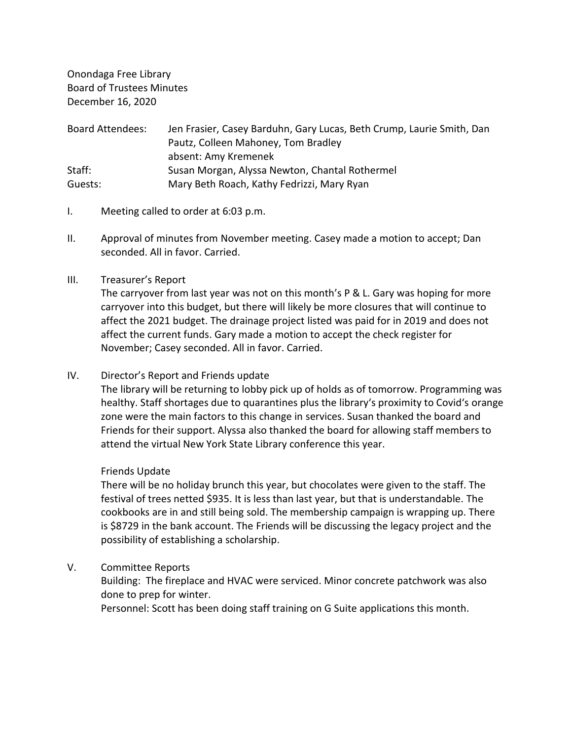Onondaga Free Library
Board of Trustees Minutes
December 16, 2020

| | |
|---|---|
| Board Attendees: | Jen Frasier, Casey Barduhn, Gary Lucas, Beth Crump, Laurie Smith, Dan Pautz, Colleen Mahoney, Tom Bradley<br>absent: Amy Kremenek |
| Staff: | Susan Morgan, Alyssa Newton, Chantal Rothermel |
| Guests: | Mary Beth Roach, Kathy Fedrizzi, Mary Ryan |

I. Meeting called to order at 6:03 p.m.

II. Approval of minutes from November meeting. Casey made a motion to accept; Dan seconded. All in favor. Carried.

III. Treasurer's Report

The carryover from last year was not on this month's P & L. Gary was hoping for more carryover into this budget, but there will likely be more closures that will continue to affect the 2021 budget. The drainage project listed was paid for in 2019 and does not affect the current funds. Gary made a motion to accept the check register for November; Casey seconded. All in favor. Carried.

IV. Director's Report and Friends update

The library will be returning to lobby pick up of holds as of tomorrow. Programming was healthy. Staff shortages due to quarantines plus the library's proximity to Covid's orange zone were the main factors to this change in services. Susan thanked the board and Friends for their support. Alyssa also thanked the board for allowing staff members to attend the virtual New York State Library conference this year.

Friends Update

There will be no holiday brunch this year, but chocolates were given to the staff. The festival of trees netted $935. It is less than last year, but that is understandable. The cookbooks are in and still being sold. The membership campaign is wrapping up. There is $8729 in the bank account. The Friends will be discussing the legacy project and the possibility of establishing a scholarship.

V. Committee Reports

Building: The fireplace and HVAC were serviced. Minor concrete patchwork was also done to prep for winter.

Personnel: Scott has been doing staff training on G Suite applications this month.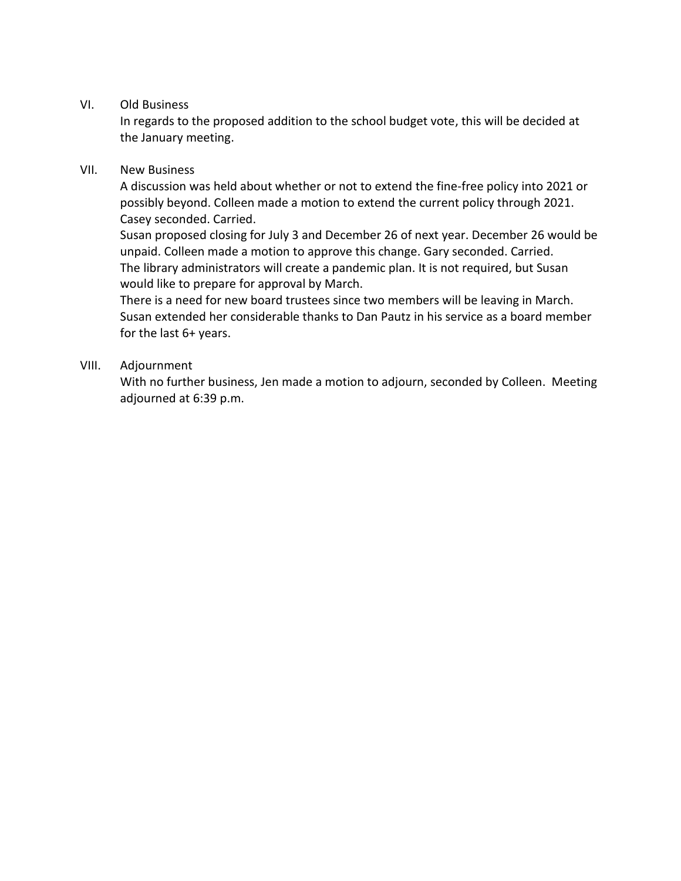VI. Old Business

In regards to the proposed addition to the school budget vote, this will be decided at the January meeting.

VII. New Business

A discussion was held about whether or not to extend the fine-free policy into 2021 or possibly beyond. Colleen made a motion to extend the current policy through 2021. Casey seconded. Carried.

Susan proposed closing for July 3 and December 26 of next year. December 26 would be unpaid. Colleen made a motion to approve this change. Gary seconded. Carried.

The library administrators will create a pandemic plan. It is not required, but Susan would like to prepare for approval by March.

There is a need for new board trustees since two members will be leaving in March. Susan extended her considerable thanks to Dan Pautz in his service as a board member for the last 6+ years.

VIII. Adjournment

With no further business, Jen made a motion to adjourn, seconded by Colleen. Meeting adjourned at 6:39 p.m.